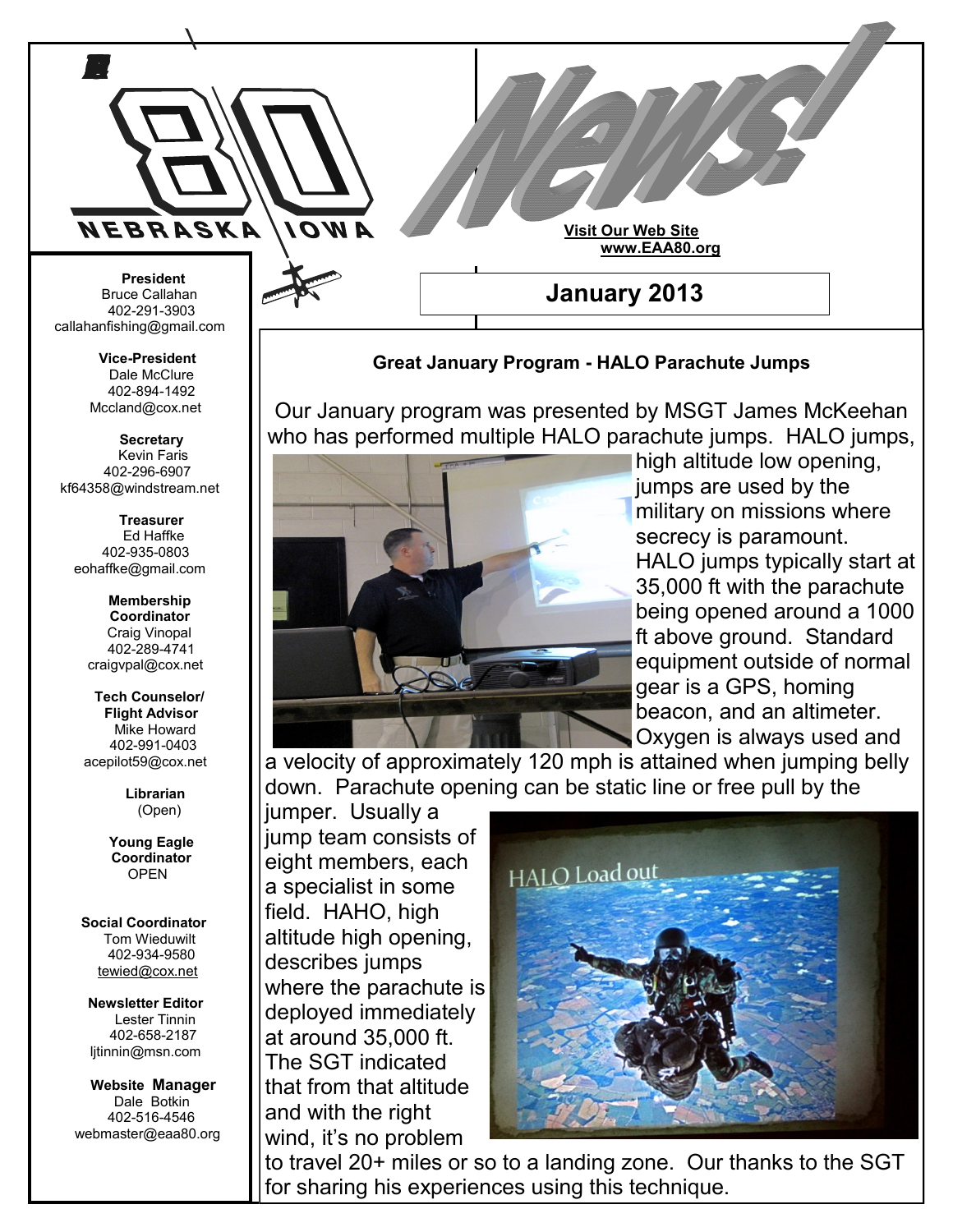# 80 NEBRASKA IOWA

# News!

**Visit Our Web Site**
**www.EAA80.org**

## January 2013

**President**
Bruce Callahan
402-291-3903
callahanfishing@gmail.com

**Vice-President**
Dale McClure
402-894-1492
Mccland@cox.net

**Secretary**
Kevin Faris
402-296-6907
kf64358@windstream.net

**Treasurer**
Ed Haffke
402-935-0803
eohaffke@gmail.com

**Membership Coordinator**
Craig Vinopal
402-289-4741
craigvpal@cox.net

**Tech Counselor/ Flight Advisor**
Mike Howard
402-991-0403
acepilot59@cox.net

**Librarian**
(Open)

**Young Eagle Coordinator**
OPEN

**Social Coordinator**
Tom Wieduwilt
402-934-9580
tewied@cox.net

**Newsletter Editor**
Lester Tinnin
402-658-2187
ljtinnin@msn.com

**Website Manager**
Dale Botkin
402-516-4546
webmaster@eaa80.org

### Great January Program - HALO Parachute Jumps

Our January program was presented by MSGT James McKeehan who has performed multiple HALO parachute jumps. HALO jumps, high altitude low opening, jumps are used by the military on missions where secrecy is paramount. HALO jumps typically start at 35,000 ft with the parachute being opened around a 1000 ft above ground. Standard equipment outside of normal gear is a GPS, homing beacon, and an altimeter. Oxygen is always used and a velocity of approximately 120 mph is attained when jumping belly down. Parachute opening can be static line or free pull by the jumper. Usually a jump team consists of eight members, each a specialist in some field. HAHO, high altitude high opening, describes jumps where the parachute is deployed immediately at around 35,000 ft. The SGT indicated that from that altitude and with the right wind, it's no problem to travel 20+ miles or so to a landing zone. Our thanks to the SGT for sharing his experiences using this technique.

HALO Load out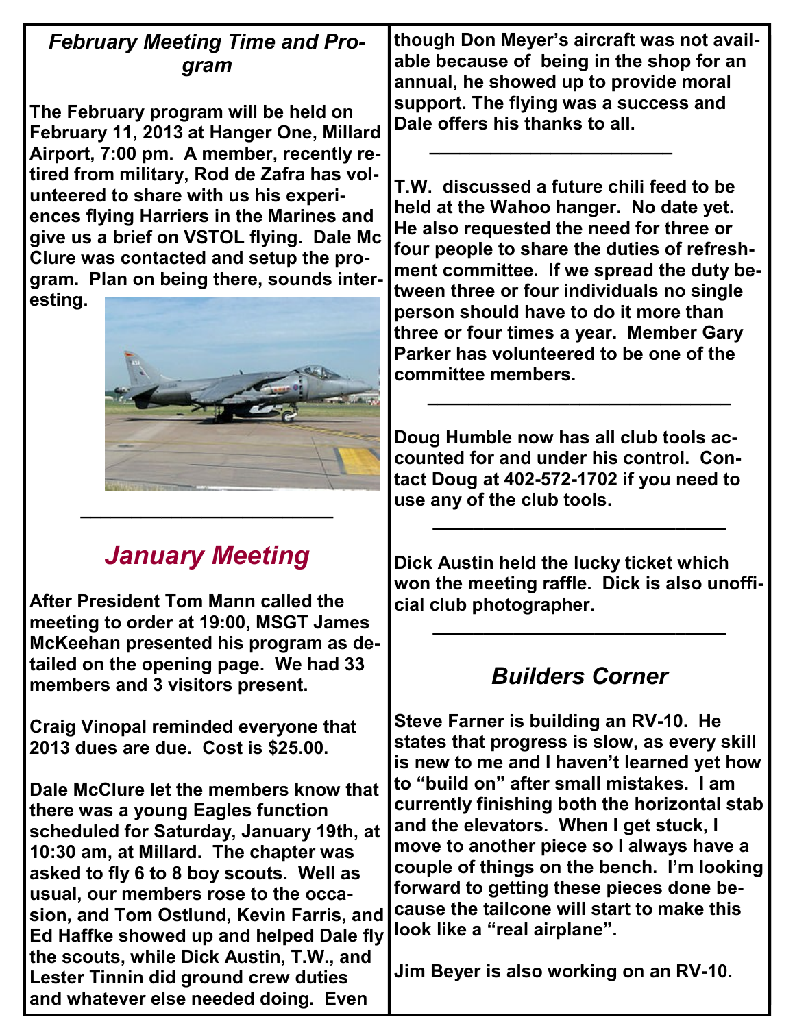## *February Meeting Time and Program*

**The February program will be held on February 11, 2013 at Hanger One, Millard Airport, 7:00 pm. A member, recently retired from military, Rod de Zafra has volunteered to share with us his experiences flying Harriers in the Marines and give us a brief on VSTOL flying. Dale Mc Clure was contacted and setup the program. Plan on being there, sounds interesting.**

---

## *January Meeting*

**After President Tom Mann called the meeting to order at 19:00, MSGT James McKeehan presented his program as detailed on the opening page. We had 33 members and 3 visitors present.**

**Craig Vinopal reminded everyone that 2013 dues are due. Cost is $25.00.**

**Dale McClure let the members know that there was a young Eagles function scheduled for Saturday, January 19th, at 10:30 am, at Millard. The chapter was asked to fly 6 to 8 boy scouts. Well as usual, our members rose to the occasion, and Tom Ostlund, Kevin Farris, and Ed Haffke showed up and helped Dale fly the scouts, while Dick Austin, T.W., and Lester Tinnin did ground crew duties and whatever else needed doing. Even though Don Meyer's aircraft was not available because of being in the shop for an annual, he showed up to provide moral support. The flying was a success and Dale offers his thanks to all.**

---

**T.W. discussed a future chili feed to be held at the Wahoo hanger. No date yet. He also requested the need for three or four people to share the duties of refreshment committee. If we spread the duty between three or four individuals no single person should have to do it more than three or four times a year. Member Gary Parker has volunteered to be one of the committee members.**

---

**Doug Humble now has all club tools accounted for and under his control. Contact Doug at 402-572-1702 if you need to use any of the club tools.**

---

**Dick Austin held the lucky ticket which won the meeting raffle. Dick is also unofficial club photographer.**

---

## *Builders Corner*

**Steve Farner is building an RV-10. He states that progress is slow, as every skill is new to me and I haven't learned yet how to "build on" after small mistakes. I am currently finishing both the horizontal stab and the elevators. When I get stuck, I move to another piece so I always have a couple of things on the bench. I'm looking forward to getting these pieces done because the tailcone will start to make this look like a "real airplane".**

**Jim Beyer is also working on an RV-10.**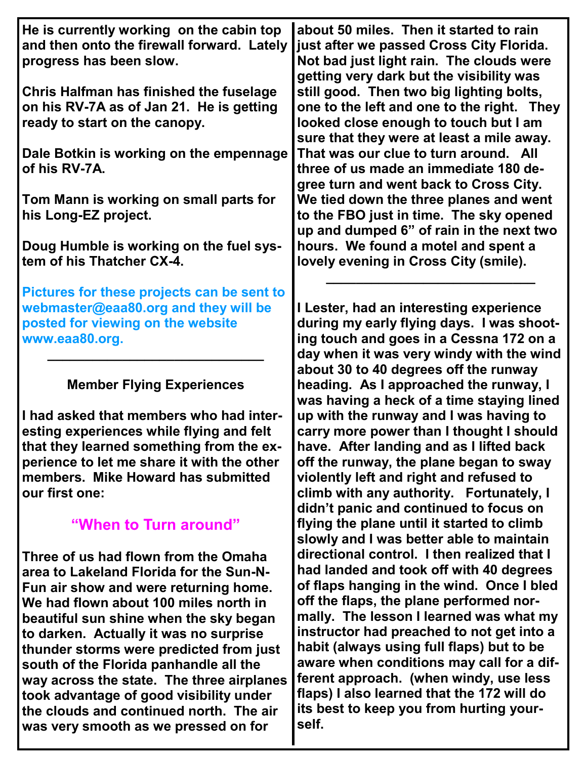He is currently working on the cabin top and then onto the firewall forward. Lately progress has been slow.

Chris Halfman has finished the fuselage on his RV-7A as of Jan 21. He is getting ready to start on the canopy.

Dale Botkin is working on the empennage of his RV-7A.

Tom Mann is working on small parts for his Long-EZ project.

Doug Humble is working on the fuel system of his Thatcher CX-4.

Pictures for these projects can be sent to webmaster@eaa80.org and they will be posted for viewing on the website www.eaa80.org.

---

## Member Flying Experiences

I had asked that members who had interesting experiences while flying and felt that they learned something from the experience to let me share it with the other members. Mike Howard has submitted our first one:

### "When to Turn around"

Three of us had flown from the Omaha area to Lakeland Florida for the Sun-N-Fun air show and were returning home. We had flown about 100 miles north in beautiful sun shine when the sky began to darken. Actually it was no surprise thunder storms were predicted from just south of the Florida panhandle all the way across the state. The three airplanes took advantage of good visibility under the clouds and continued north. The air was very smooth as we pressed on for about 50 miles. Then it started to rain just after we passed Cross City Florida. Not bad just light rain. The clouds were getting very dark but the visibility was still good. Then two big lighting bolts, one to the left and one to the right. They looked close enough to touch but I am sure that they were at least a mile away. That was our clue to turn around. All three of us made an immediate 180 degree turn and went back to Cross City. We tied down the three planes and went to the FBO just in time. The sky opened up and dumped 6" of rain in the next two hours. We found a motel and spent a lovely evening in Cross City (smile).

---

I Lester, had an interesting experience during my early flying days. I was shooting touch and goes in a Cessna 172 on a day when it was very windy with the wind about 30 to 40 degrees off the runway heading. As I approached the runway, I was having a heck of a time staying lined up with the runway and I was having to carry more power than I thought I should have. After landing and as I lifted back off the runway, the plane began to sway violently left and right and refused to climb with any authority. Fortunately, I didn't panic and continued to focus on flying the plane until it started to climb slowly and I was better able to maintain directional control. I then realized that I had landed and took off with 40 degrees of flaps hanging in the wind. Once I bled off the flaps, the plane performed normally. The lesson I learned was what my instructor had preached to not get into a habit (always using full flaps) but to be aware when conditions may call for a different approach. (when windy, use less flaps) I also learned that the 172 will do its best to keep you from hurting yourself.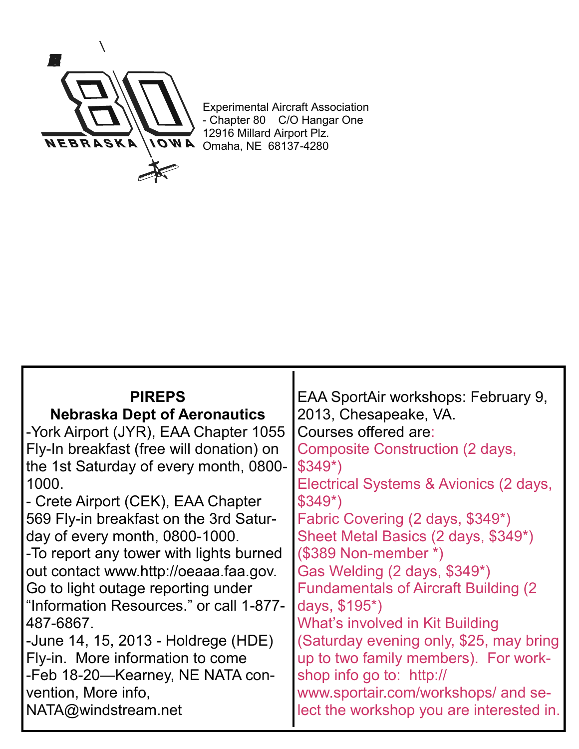Experimental Aircraft Association
- Chapter 80 C/O Hangar One
12916 Millard Airport Plz.
Omaha, NE 68137-4280

**PIREPS**
**Nebraska Dept of Aeronautics**

-York Airport (JYR), EAA Chapter 1055 Fly-In breakfast (free will donation) on the 1st Saturday of every month, 0800-1000.

- Crete Airport (CEK), EAA Chapter 569 Fly-in breakfast on the 3rd Saturday of every month, 0800-1000.

-To report any tower with lights burned out contact www.http://oeaaa.faa.gov. Go to light outage reporting under "Information Resources." or call 1-877-487-6867.

-June 14, 15, 2013 - Holdrege (HDE) Fly-in. More information to come

-Feb 18-20—Kearney, NE NATA convention, More info, NATA@windstream.net

EAA SportAir workshops: February 9, 2013, Chesapeake, VA.
Courses offered are:

Composite Construction (2 days, $349*)
Electrical Systems & Avionics (2 days, $349*)
Fabric Covering (2 days, $349*)
Sheet Metal Basics (2 days, $349*) ($389 Non-member *)
Gas Welding (2 days, $349*)
Fundamentals of Aircraft Building (2 days, $195*)
What's involved in Kit Building (Saturday evening only, $25, may bring up to two family members). For workshop info go to: http://www.sportair.com/workshops/ and select the workshop you are interested in.